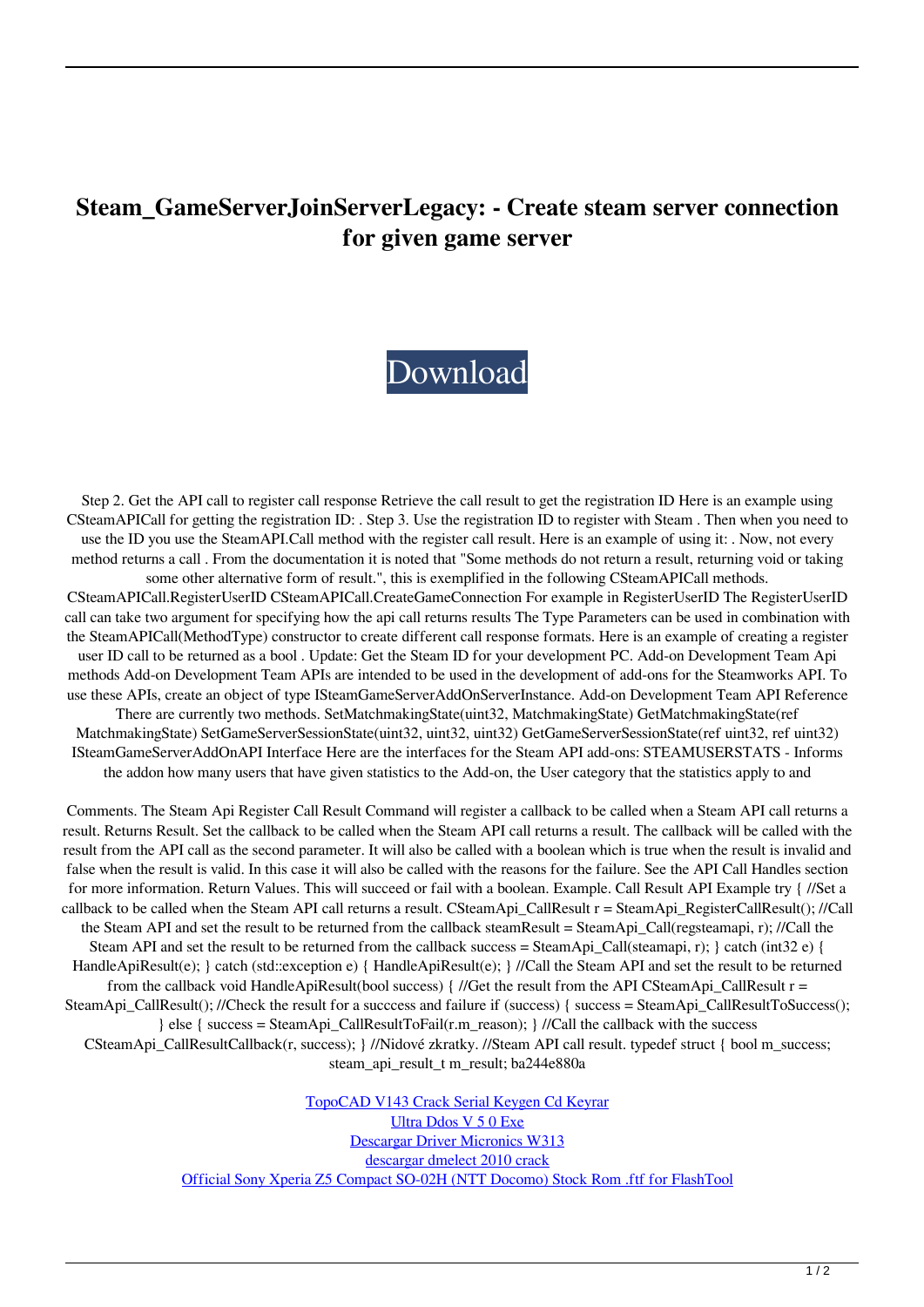# Steam_GameServerJoinServerLegacy: - Create steam server connection for given game server

Download

Step 2. Get the API call to register call response Retrieve the call result to get the registration ID Here is an example using CSteamAPICall for getting the registration ID: . Step 3. Use the registration ID to register with Steam . Then when you need to use the ID you use the SteamAPI.Call method with the register call result. Here is an example of using it: . Now, not every method returns a call . From the documentation it is noted that "Some methods do not return a result, returning void or taking some other alternative form of result.", this is exemplified in the following CSteamAPICall methods. CSteamAPICall.RegisterUserID CSteamAPICall.CreateGameConnection For example in RegisterUserID The RegisterUserID call can take two argument for specifying how the api call returns results The Type Parameters can be used in combination with the SteamAPICall(MethodType) constructor to create different call response formats. Here is an example of creating a register user ID call to be returned as a bool . Update: Get the Steam ID for your development PC. Add-on Development Team Api methods Add-on Development Team APIs are intended to be used in the development of add-ons for the Steamworks API. To use these APIs, create an object of type ISteamGameServerAddOnServerInstance. Add-on Development Team API Reference There are currently two methods. SetMatchmakingState(uint32, MatchmakingState) GetMatchmakingState(ref MatchmakingState) SetGameServerSessionState(uint32, uint32, uint32) GetGameServerSessionState(ref uint32, ref uint32) ISteamGameServerAddOnAPI Interface Here are the interfaces for the Steam API add-ons: STEAMUSERSTATS - Informs the addon how many users that have given statistics to the Add-on, the User category that the statistics apply to and

Comments. The Steam Api Register Call Result Command will register a callback to be called when a Steam API call returns a result. Returns Result. Set the callback to be called when the Steam API call returns a result. The callback will be called with the result from the API call as the second parameter. It will also be called with a boolean which is true when the result is invalid and false when the result is valid. In this case it will also be called with the reasons for the failure. See the API Call Handles section for more information. Return Values. This will succeed or fail with a boolean. Example. Call Result API Example try { //Set a callback to be called when the Steam API call returns a result. CSteamApi_CallResult r = SteamApi_RegisterCallResult(); //Call the Steam API and set the result to be returned from the callback steamResult = SteamApi_Call(regsteamapi, r); //Call the Steam API and set the result to be returned from the callback success = SteamApi_Call(steamapi, r); } catch (int32 e) { HandleApiResult(e); } catch (std::exception e) { HandleApiResult(e); } //Call the Steam API and set the result to be returned from the callback void HandleApiResult(bool success) { //Get the result from the API CSteamApi_CallResult r = SteamApi_CallResult(); //Check the result for a succcess and failure if (success) { success = SteamApi_CallResultToSuccess(); } else { success = SteamApi_CallResultToFail(r.m_reason); } //Call the callback with the success CSteamApi_CallResultCallback(r, success); } //Nidové zkratky. //Steam API call result. typedef struct { bool m_success; steam_api_result_t m_result; ba244e880a

TopoCAD V143 Crack Serial Keygen Cd Keyrar
Ultra Ddos V 5 0 Exe
Descargar Driver Micronics W313
descargar dmelect 2010 crack
Official Sony Xperia Z5 Compact SO-02H (NTT Docomo) Stock Rom .ftf for FlashTool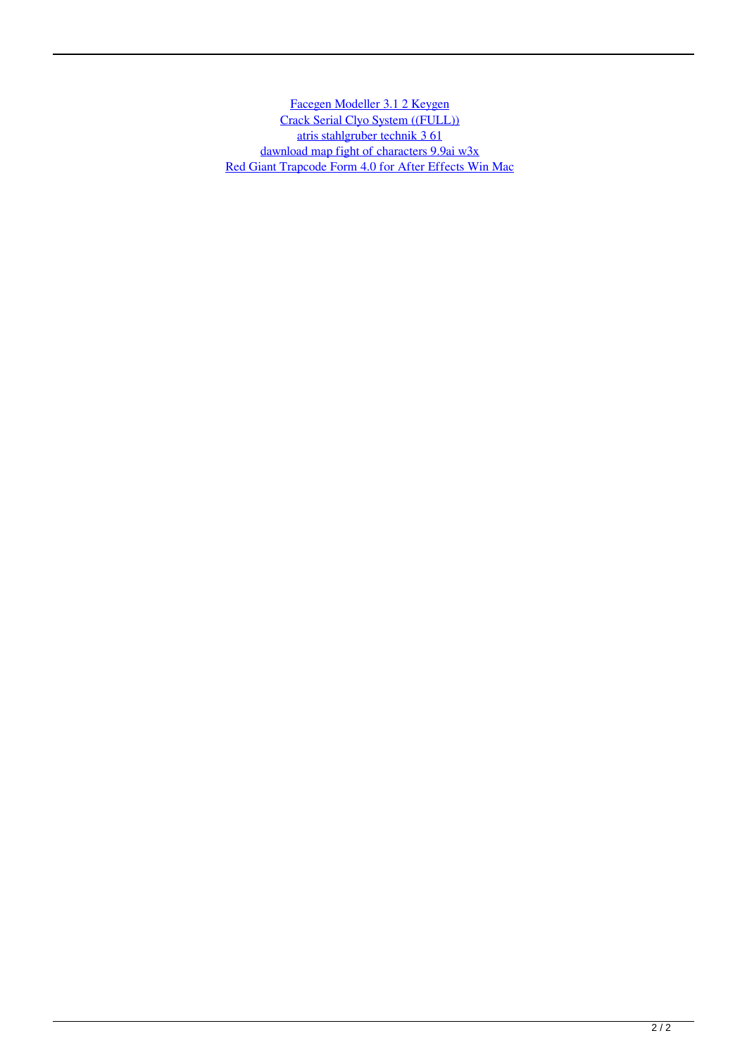Facegen Modeller 3.1 2 Keygen
Crack Serial Clyo System ((FULL))
atris stahlgruber technik 3 61
dawnload map fight of characters 9.9ai w3x
Red Giant Trapcode Form 4.0 for After Effects Win Mac